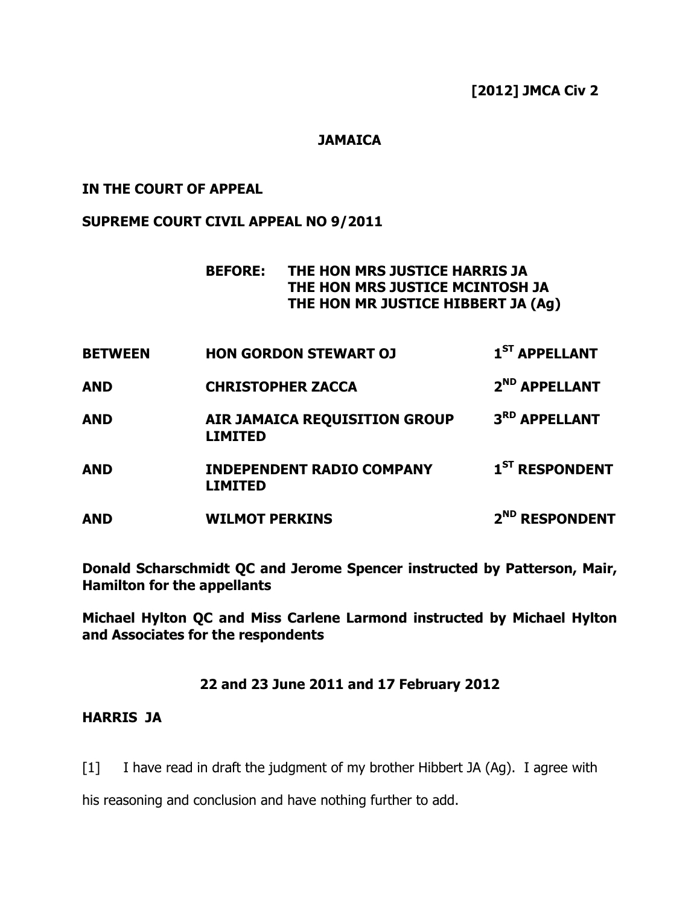**[2012] JMCA Civ 2**

**JAMAICA**

**IN THE COURT OF APPEAL**

**SUPREME COURT CIVIL APPEAL NO 9/2011**

**BEFORE: THE HON MRS JUSTICE HARRIS JA**
**THE HON MRS JUSTICE MCINTOSH JA**
**THE HON MR JUSTICE HIBBERT JA (Ag)**

| | | |
|---|---|---|
| **BETWEEN** | **HON GORDON STEWART OJ** | **1ST APPELLANT** |
| **AND** | **CHRISTOPHER ZACCA** | **2ND APPELLANT** |
| **AND** | **AIR JAMAICA REQUISITION GROUP LIMITED** | **3RD APPELLANT** |
| **AND** | **INDEPENDENT RADIO COMPANY LIMITED** | **1ST RESPONDENT** |
| **AND** | **WILMOT PERKINS** | **2ND RESPONDENT** |

**Donald Scharschmidt QC and Jerome Spencer instructed by Patterson, Mair, Hamilton for the appellants**

**Michael Hylton QC and Miss Carlene Larmond instructed by Michael Hylton and Associates for the respondents**

**22 and 23 June 2011 and 17 February 2012**

**HARRIS JA**

[1] I have read in draft the judgment of my brother Hibbert JA (Ag). I agree with his reasoning and conclusion and have nothing further to add.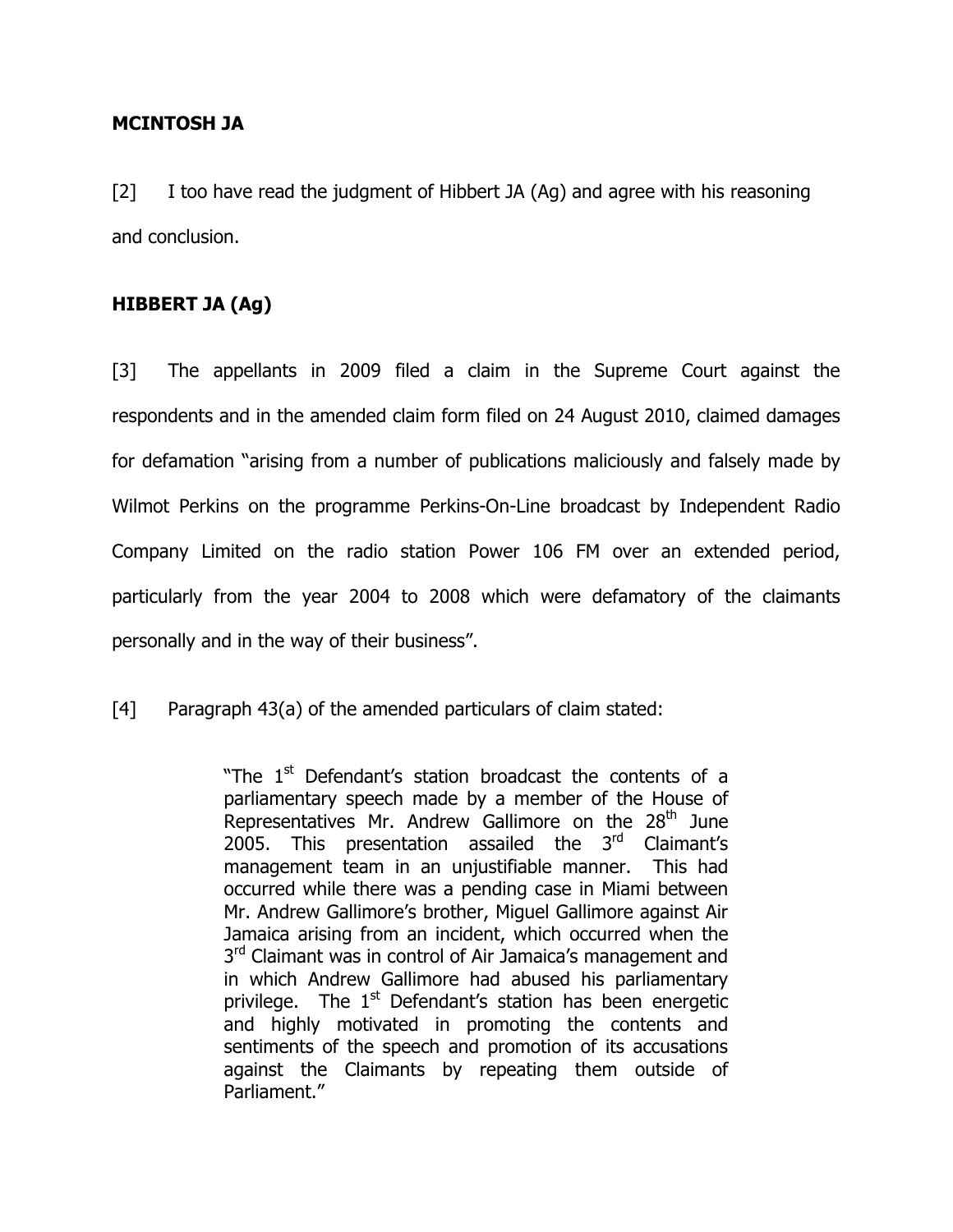**MCINTOSH JA**

[2] I too have read the judgment of Hibbert JA (Ag) and agree with his reasoning and conclusion.

**HIBBERT JA (Ag)**

[3] The appellants in 2009 filed a claim in the Supreme Court against the respondents and in the amended claim form filed on 24 August 2010, claimed damages for defamation "arising from a number of publications maliciously and falsely made by Wilmot Perkins on the programme Perkins-On-Line broadcast by Independent Radio Company Limited on the radio station Power 106 FM over an extended period, particularly from the year 2004 to 2008 which were defamatory of the claimants personally and in the way of their business".

[4] Paragraph 43(a) of the amended particulars of claim stated:

> "The 1st Defendant's station broadcast the contents of a parliamentary speech made by a member of the House of Representatives Mr. Andrew Gallimore on the 28th June 2005. This presentation assailed the 3rd Claimant's management team in an unjustifiable manner. This had occurred while there was a pending case in Miami between Mr. Andrew Gallimore's brother, Miguel Gallimore against Air Jamaica arising from an incident, which occurred when the 3rd Claimant was in control of Air Jamaica's management and in which Andrew Gallimore had abused his parliamentary privilege. The 1st Defendant's station has been energetic and highly motivated in promoting the contents and sentiments of the speech and promotion of its accusations against the Claimants by repeating them outside of Parliament."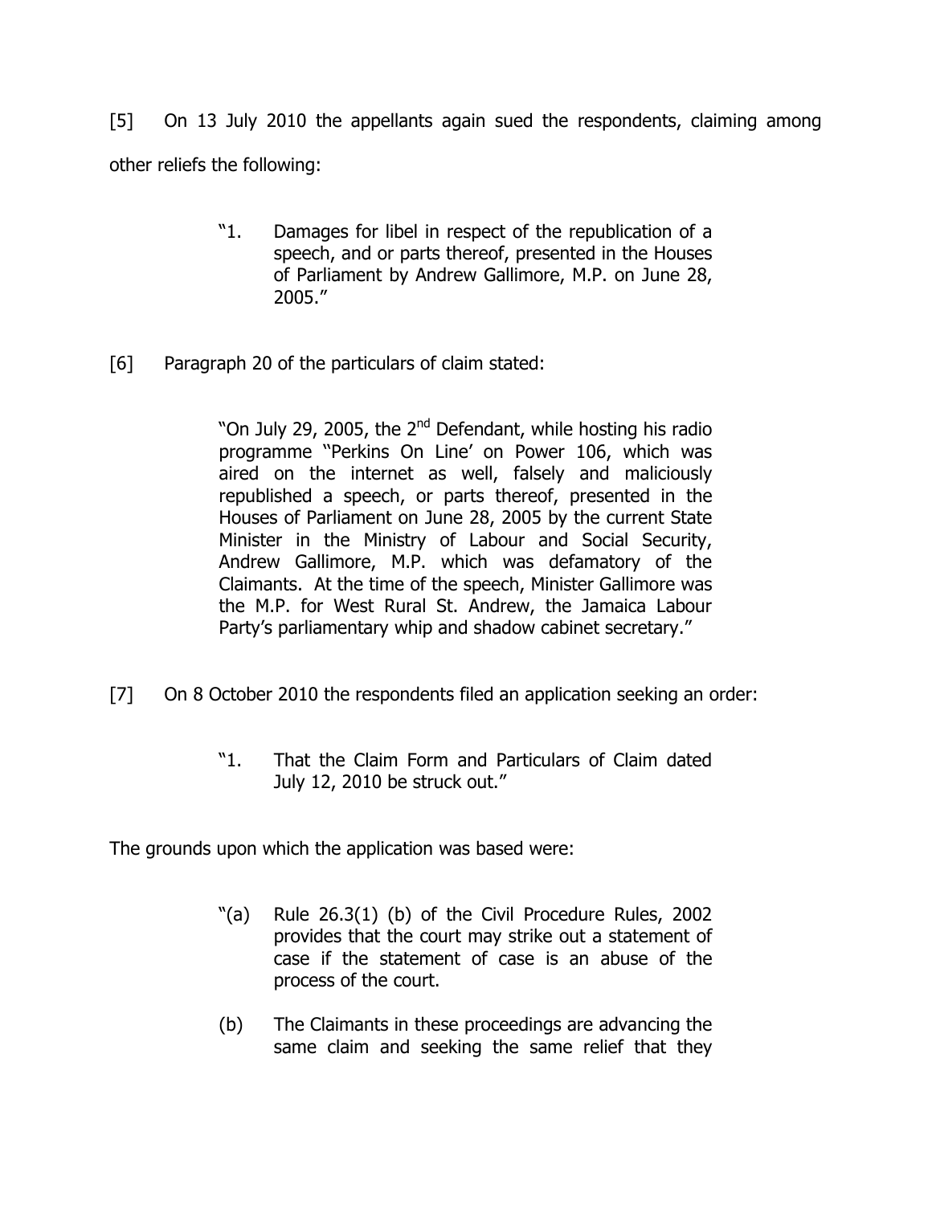[5] On 13 July 2010 the appellants again sued the respondents, claiming among other reliefs the following:

> "1. Damages for libel in respect of the republication of a speech, and or parts thereof, presented in the Houses of Parliament by Andrew Gallimore, M.P. on June 28, 2005."

[6] Paragraph 20 of the particulars of claim stated:

> "On July 29, 2005, the 2nd Defendant, while hosting his radio programme "Perkins On Line' on Power 106, which was aired on the internet as well, falsely and maliciously republished a speech, or parts thereof, presented in the Houses of Parliament on June 28, 2005 by the current State Minister in the Ministry of Labour and Social Security, Andrew Gallimore, M.P. which was defamatory of the Claimants. At the time of the speech, Minister Gallimore was the M.P. for West Rural St. Andrew, the Jamaica Labour Party's parliamentary whip and shadow cabinet secretary."

[7] On 8 October 2010 the respondents filed an application seeking an order:

> "1. That the Claim Form and Particulars of Claim dated July 12, 2010 be struck out."

The grounds upon which the application was based were:

> "(a) Rule 26.3(1) (b) of the Civil Procedure Rules, 2002 provides that the court may strike out a statement of case if the statement of case is an abuse of the process of the court.
>
> (b) The Claimants in these proceedings are advancing the same claim and seeking the same relief that they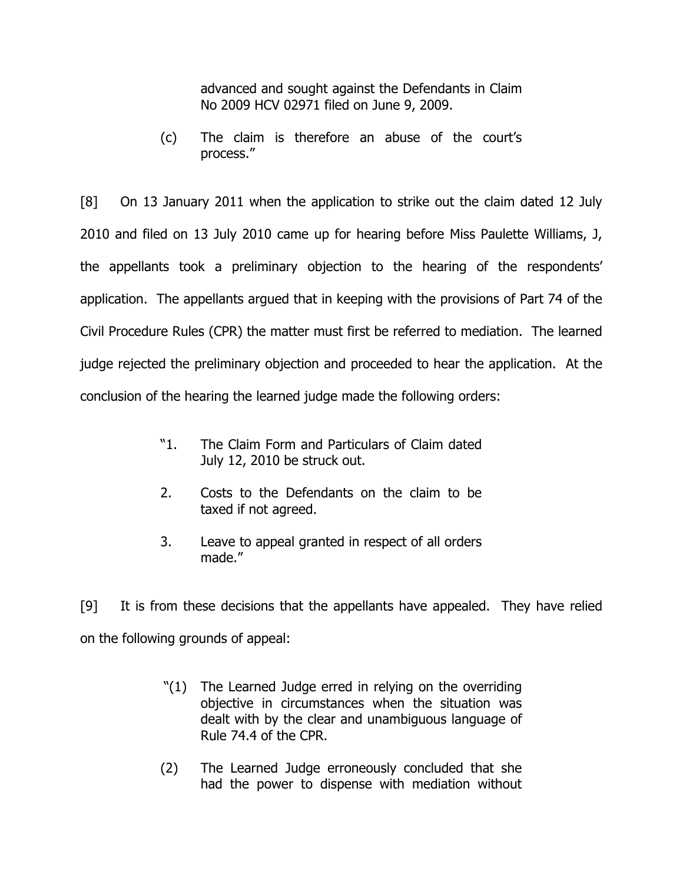> advanced and sought against the Defendants in Claim No 2009 HCV 02971 filed on June 9, 2009.
>
> (c) The claim is therefore an abuse of the court's process."

[8] On 13 January 2011 when the application to strike out the claim dated 12 July 2010 and filed on 13 July 2010 came up for hearing before Miss Paulette Williams, J, the appellants took a preliminary objection to the hearing of the respondents' application. The appellants argued that in keeping with the provisions of Part 74 of the Civil Procedure Rules (CPR) the matter must first be referred to mediation. The learned judge rejected the preliminary objection and proceeded to hear the application. At the conclusion of the hearing the learned judge made the following orders:

> "1. The Claim Form and Particulars of Claim dated July 12, 2010 be struck out.
>
> 2. Costs to the Defendants on the claim to be taxed if not agreed.
>
> 3. Leave to appeal granted in respect of all orders made."

[9] It is from these decisions that the appellants have appealed. They have relied on the following grounds of appeal:

> "(1) The Learned Judge erred in relying on the overriding objective in circumstances when the situation was dealt with by the clear and unambiguous language of Rule 74.4 of the CPR.
>
> (2) The Learned Judge erroneously concluded that she had the power to dispense with mediation without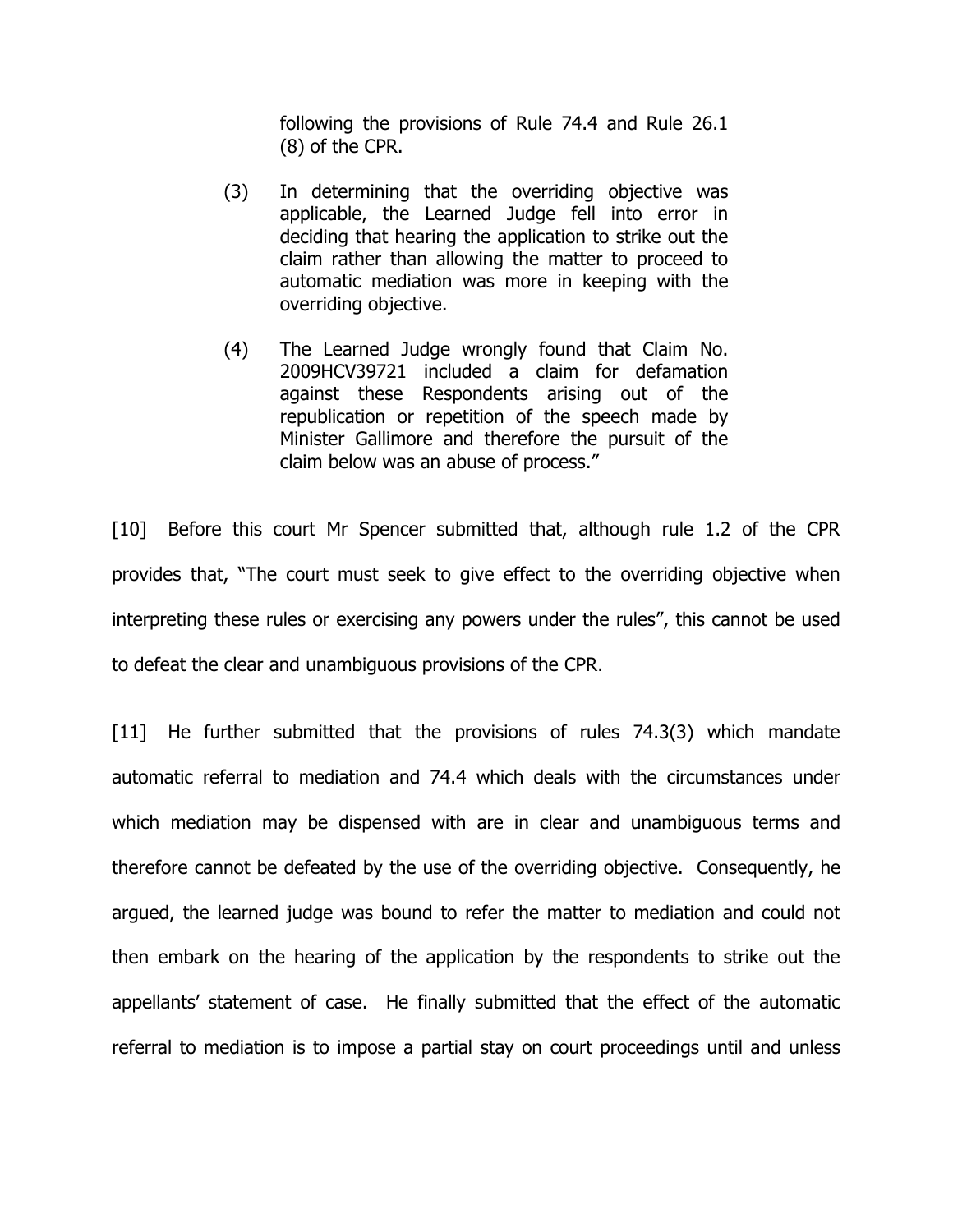following the provisions of Rule 74.4 and Rule 26.1 (8) of the CPR.

(3) In determining that the overriding objective was applicable, the Learned Judge fell into error in deciding that hearing the application to strike out the claim rather than allowing the matter to proceed to automatic mediation was more in keeping with the overriding objective.

(4) The Learned Judge wrongly found that Claim No. 2009HCV39721 included a claim for defamation against these Respondents arising out of the republication or repetition of the speech made by Minister Gallimore and therefore the pursuit of the claim below was an abuse of process."

[10] Before this court Mr Spencer submitted that, although rule 1.2 of the CPR provides that, "The court must seek to give effect to the overriding objective when interpreting these rules or exercising any powers under the rules", this cannot be used to defeat the clear and unambiguous provisions of the CPR.

[11] He further submitted that the provisions of rules 74.3(3) which mandate automatic referral to mediation and 74.4 which deals with the circumstances under which mediation may be dispensed with are in clear and unambiguous terms and therefore cannot be defeated by the use of the overriding objective. Consequently, he argued, the learned judge was bound to refer the matter to mediation and could not then embark on the hearing of the application by the respondents to strike out the appellants' statement of case. He finally submitted that the effect of the automatic referral to mediation is to impose a partial stay on court proceedings until and unless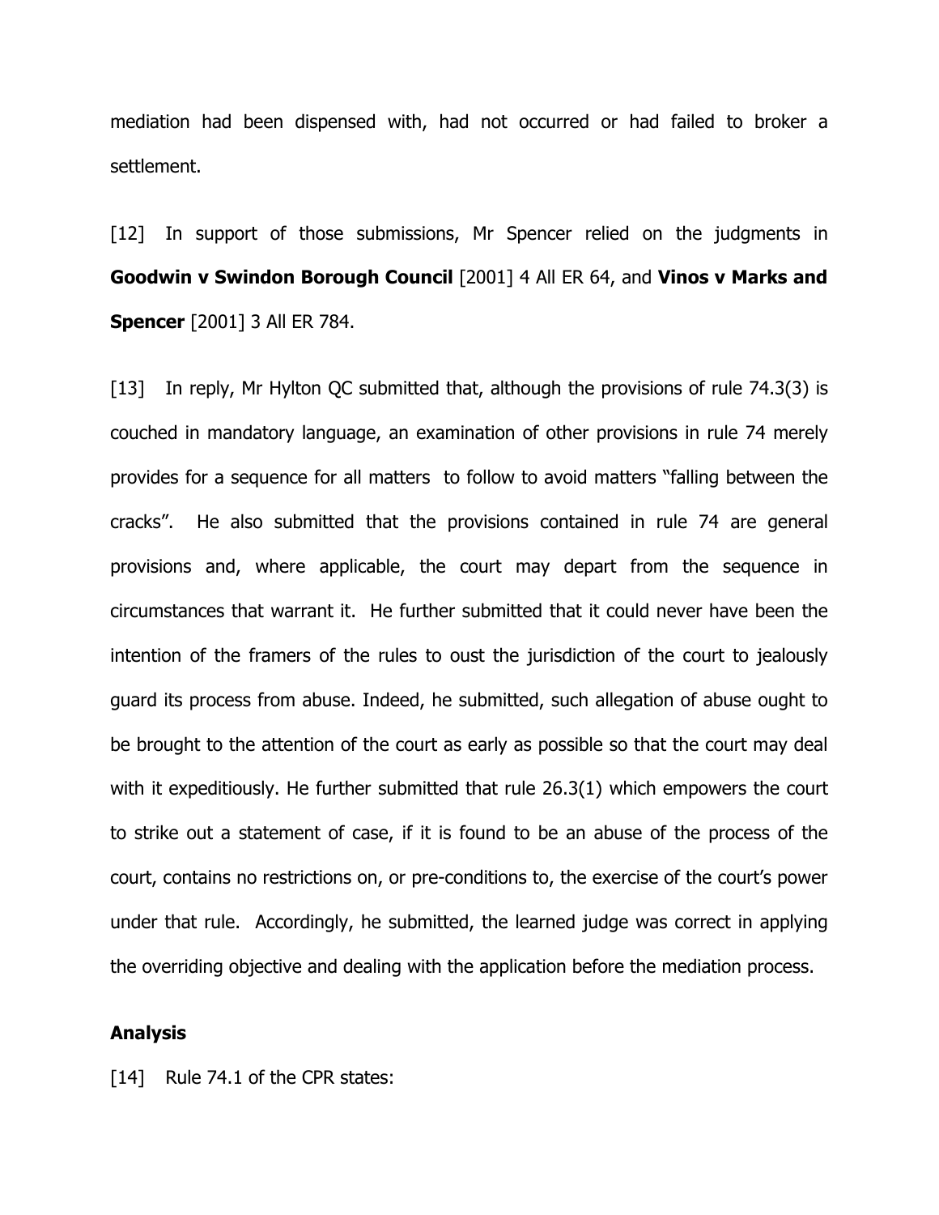mediation had been dispensed with, had not occurred or had failed to broker a settlement.

[12] In support of those submissions, Mr Spencer relied on the judgments in **Goodwin v Swindon Borough Council** [2001] 4 All ER 64, and **Vinos v Marks and Spencer** [2001] 3 All ER 784.

[13] In reply, Mr Hylton QC submitted that, although the provisions of rule 74.3(3) is couched in mandatory language, an examination of other provisions in rule 74 merely provides for a sequence for all matters to follow to avoid matters "falling between the cracks". He also submitted that the provisions contained in rule 74 are general provisions and, where applicable, the court may depart from the sequence in circumstances that warrant it. He further submitted that it could never have been the intention of the framers of the rules to oust the jurisdiction of the court to jealously guard its process from abuse. Indeed, he submitted, such allegation of abuse ought to be brought to the attention of the court as early as possible so that the court may deal with it expeditiously. He further submitted that rule 26.3(1) which empowers the court to strike out a statement of case, if it is found to be an abuse of the process of the court, contains no restrictions on, or pre-conditions to, the exercise of the court's power under that rule. Accordingly, he submitted, the learned judge was correct in applying the overriding objective and dealing with the application before the mediation process.

## Analysis

[14] Rule 74.1 of the CPR states: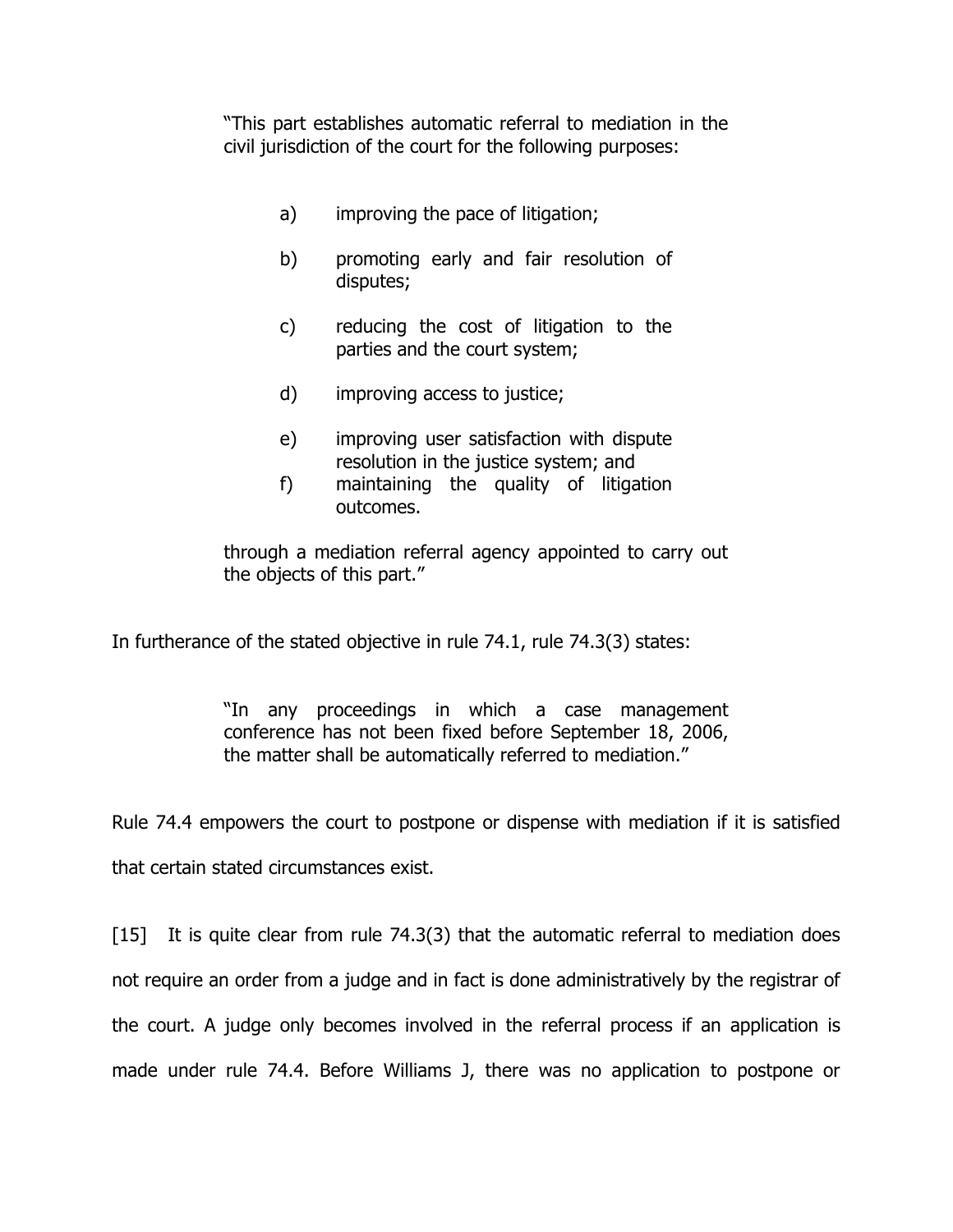> "This part establishes automatic referral to mediation in the civil jurisdiction of the court for the following purposes:
>
> a) improving the pace of litigation;
>
> b) promoting early and fair resolution of disputes;
>
> c) reducing the cost of litigation to the parties and the court system;
>
> d) improving access to justice;
>
> e) improving user satisfaction with dispute resolution in the justice system; and
>
> f) maintaining the quality of litigation outcomes.
>
> through a mediation referral agency appointed to carry out the objects of this part."

In furtherance of the stated objective in rule 74.1, rule 74.3(3) states:

> "In any proceedings in which a case management conference has not been fixed before September 18, 2006, the matter shall be automatically referred to mediation."

Rule 74.4 empowers the court to postpone or dispense with mediation if it is satisfied that certain stated circumstances exist.

[15] It is quite clear from rule 74.3(3) that the automatic referral to mediation does not require an order from a judge and in fact is done administratively by the registrar of the court. A judge only becomes involved in the referral process if an application is made under rule 74.4. Before Williams J, there was no application to postpone or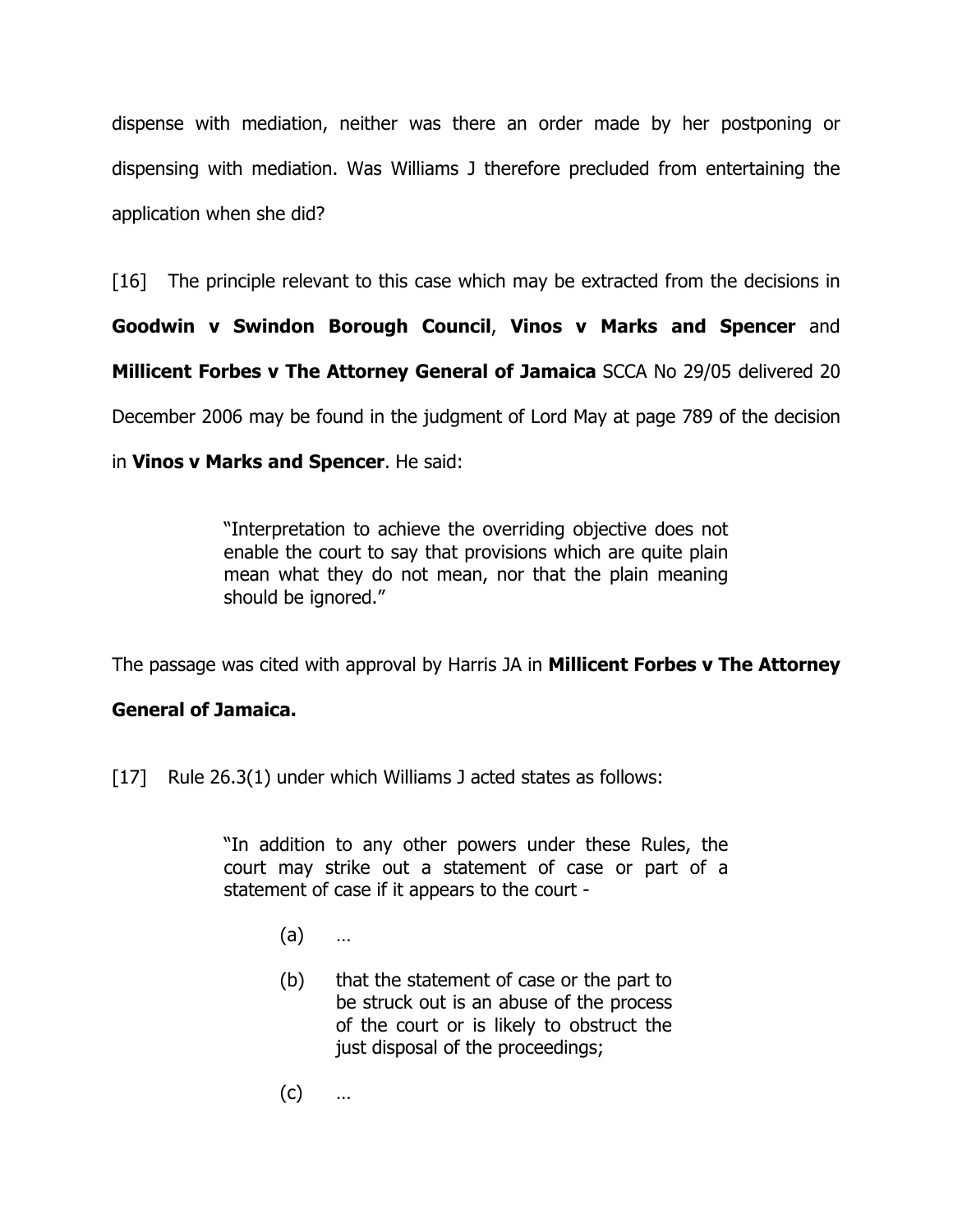dispense with mediation, neither was there an order made by her postponing or dispensing with mediation. Was Williams J therefore precluded from entertaining the application when she did?

[16] The principle relevant to this case which may be extracted from the decisions in **Goodwin v Swindon Borough Council**, **Vinos v Marks and Spencer** and **Millicent Forbes v The Attorney General of Jamaica** SCCA No 29/05 delivered 20 December 2006 may be found in the judgment of Lord May at page 789 of the decision in **Vinos v Marks and Spencer**. He said:

> "Interpretation to achieve the overriding objective does not enable the court to say that provisions which are quite plain mean what they do not mean, nor that the plain meaning should be ignored."

The passage was cited with approval by Harris JA in **Millicent Forbes v The Attorney General of Jamaica.**

[17] Rule 26.3(1) under which Williams J acted states as follows:

> "In addition to any other powers under these Rules, the court may strike out a statement of case or part of a statement of case if it appears to the court -
>
> (a) …
>
> (b) that the statement of case or the part to be struck out is an abuse of the process of the court or is likely to obstruct the just disposal of the proceedings;
>
> (c) …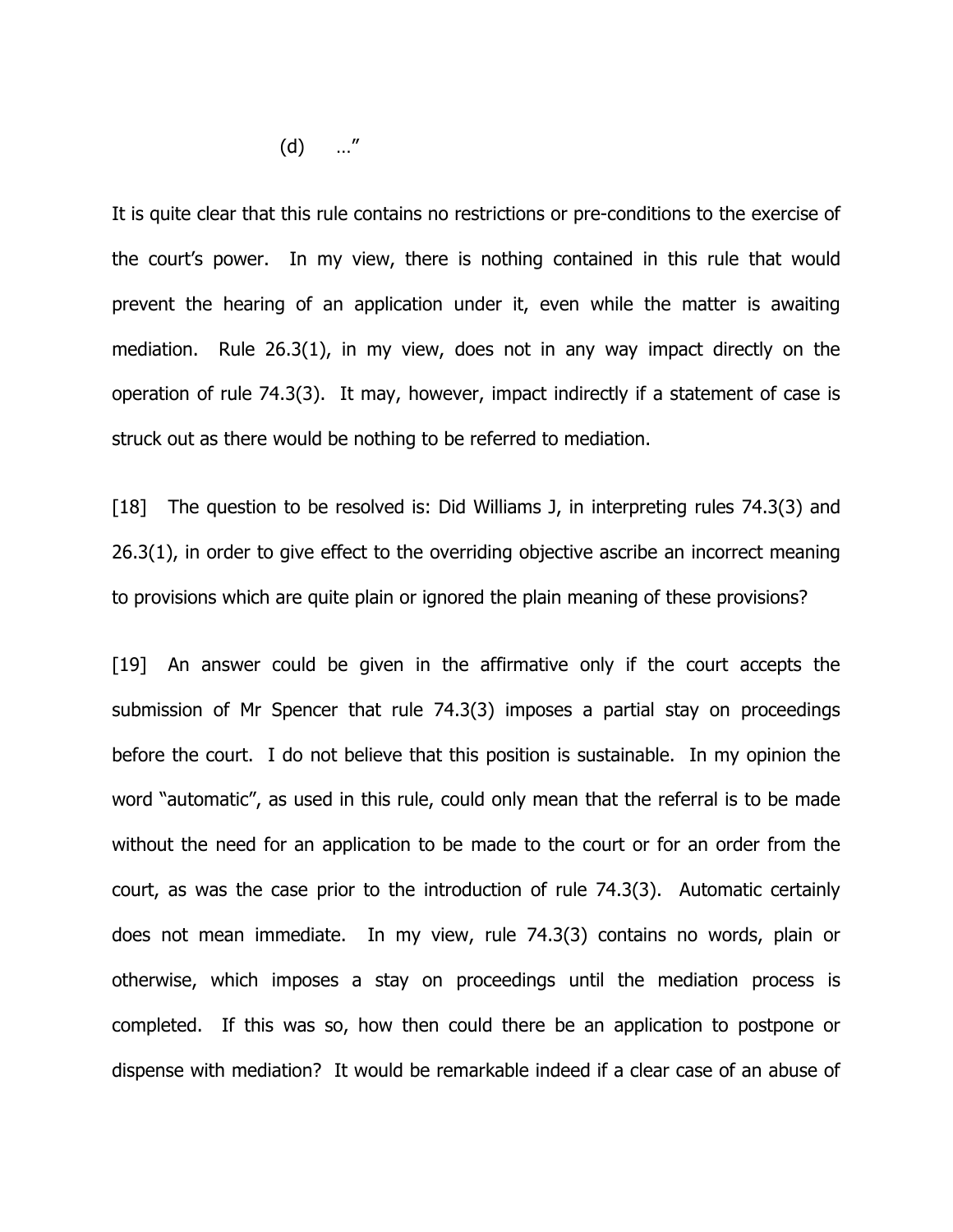(d) …"

It is quite clear that this rule contains no restrictions or pre-conditions to the exercise of the court's power. In my view, there is nothing contained in this rule that would prevent the hearing of an application under it, even while the matter is awaiting mediation. Rule 26.3(1), in my view, does not in any way impact directly on the operation of rule 74.3(3). It may, however, impact indirectly if a statement of case is struck out as there would be nothing to be referred to mediation.

[18] The question to be resolved is: Did Williams J, in interpreting rules 74.3(3) and 26.3(1), in order to give effect to the overriding objective ascribe an incorrect meaning to provisions which are quite plain or ignored the plain meaning of these provisions?

[19] An answer could be given in the affirmative only if the court accepts the submission of Mr Spencer that rule 74.3(3) imposes a partial stay on proceedings before the court. I do not believe that this position is sustainable. In my opinion the word "automatic", as used in this rule, could only mean that the referral is to be made without the need for an application to be made to the court or for an order from the court, as was the case prior to the introduction of rule 74.3(3). Automatic certainly does not mean immediate. In my view, rule 74.3(3) contains no words, plain or otherwise, which imposes a stay on proceedings until the mediation process is completed. If this was so, how then could there be an application to postpone or dispense with mediation? It would be remarkable indeed if a clear case of an abuse of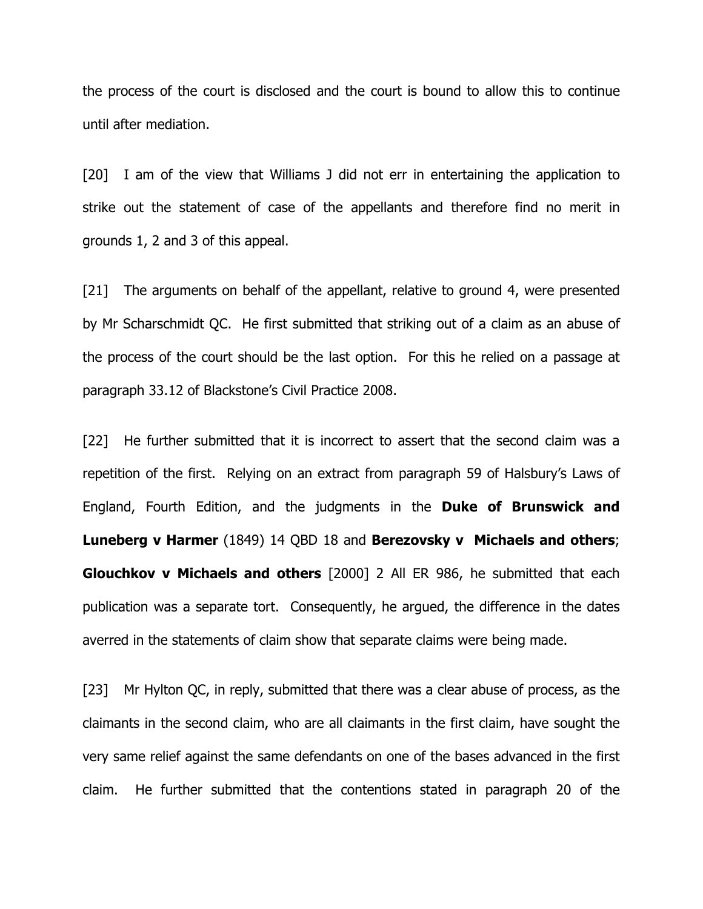the process of the court is disclosed and the court is bound to allow this to continue until after mediation.

[20] I am of the view that Williams J did not err in entertaining the application to strike out the statement of case of the appellants and therefore find no merit in grounds 1, 2 and 3 of this appeal.

[21] The arguments on behalf of the appellant, relative to ground 4, were presented by Mr Scharschmidt QC. He first submitted that striking out of a claim as an abuse of the process of the court should be the last option. For this he relied on a passage at paragraph 33.12 of Blackstone's Civil Practice 2008.

[22] He further submitted that it is incorrect to assert that the second claim was a repetition of the first. Relying on an extract from paragraph 59 of Halsbury's Laws of England, Fourth Edition, and the judgments in the **Duke of Brunswick and Luneberg v Harmer** (1849) 14 QBD 18 and **Berezovsky v Michaels and others**; **Glouchkov v Michaels and others** [2000] 2 All ER 986, he submitted that each publication was a separate tort. Consequently, he argued, the difference in the dates averred in the statements of claim show that separate claims were being made.

[23] Mr Hylton QC, in reply, submitted that there was a clear abuse of process, as the claimants in the second claim, who are all claimants in the first claim, have sought the very same relief against the same defendants on one of the bases advanced in the first claim. He further submitted that the contentions stated in paragraph 20 of the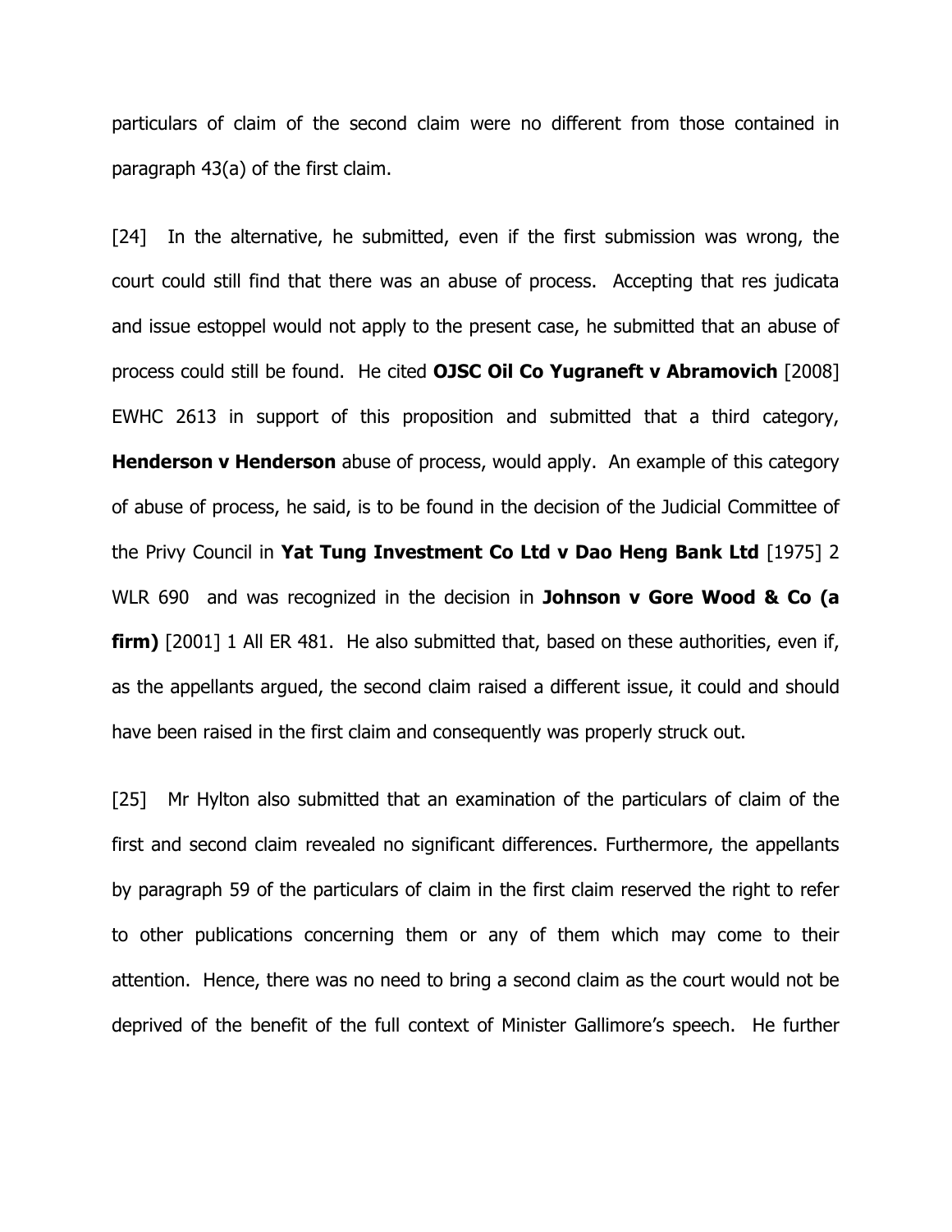particulars of claim of the second claim were no different from those contained in paragraph 43(a) of the first claim.

[24] In the alternative, he submitted, even if the first submission was wrong, the court could still find that there was an abuse of process. Accepting that res judicata and issue estoppel would not apply to the present case, he submitted that an abuse of process could still be found. He cited **OJSC Oil Co Yugraneft v Abramovich** [2008] EWHC 2613 in support of this proposition and submitted that a third category, **Henderson v Henderson** abuse of process, would apply. An example of this category of abuse of process, he said, is to be found in the decision of the Judicial Committee of the Privy Council in **Yat Tung Investment Co Ltd v Dao Heng Bank Ltd** [1975] 2 WLR 690 and was recognized in the decision in **Johnson v Gore Wood & Co (a firm)** [2001] 1 All ER 481. He also submitted that, based on these authorities, even if, as the appellants argued, the second claim raised a different issue, it could and should have been raised in the first claim and consequently was properly struck out.

[25] Mr Hylton also submitted that an examination of the particulars of claim of the first and second claim revealed no significant differences. Furthermore, the appellants by paragraph 59 of the particulars of claim in the first claim reserved the right to refer to other publications concerning them or any of them which may come to their attention. Hence, there was no need to bring a second claim as the court would not be deprived of the benefit of the full context of Minister Gallimore's speech. He further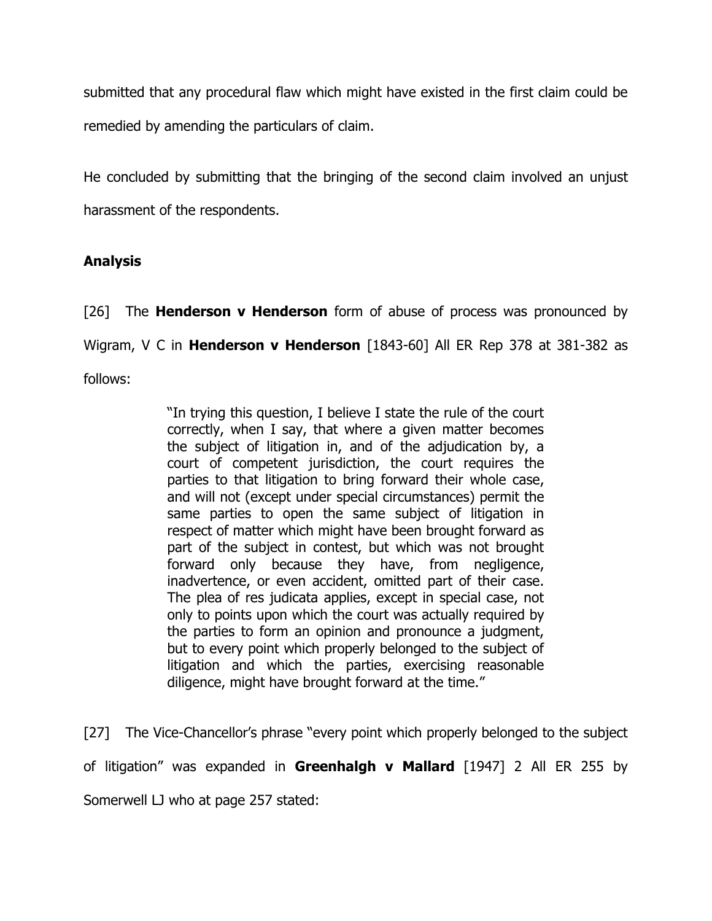submitted that any procedural flaw which might have existed in the first claim could be remedied by amending the particulars of claim.

He concluded by submitting that the bringing of the second claim involved an unjust harassment of the respondents.

**Analysis**

[26] The **Henderson v Henderson** form of abuse of process was pronounced by Wigram, V C in **Henderson v Henderson** [1843-60] All ER Rep 378 at 381-382 as follows:

> "In trying this question, I believe I state the rule of the court correctly, when I say, that where a given matter becomes the subject of litigation in, and of the adjudication by, a court of competent jurisdiction, the court requires the parties to that litigation to bring forward their whole case, and will not (except under special circumstances) permit the same parties to open the same subject of litigation in respect of matter which might have been brought forward as part of the subject in contest, but which was not brought forward only because they have, from negligence, inadvertence, or even accident, omitted part of their case. The plea of res judicata applies, except in special case, not only to points upon which the court was actually required by the parties to form an opinion and pronounce a judgment, but to every point which properly belonged to the subject of litigation and which the parties, exercising reasonable diligence, might have brought forward at the time."

[27] The Vice-Chancellor's phrase "every point which properly belonged to the subject of litigation" was expanded in **Greenhalgh v Mallard** [1947] 2 All ER 255 by Somerwell LJ who at page 257 stated: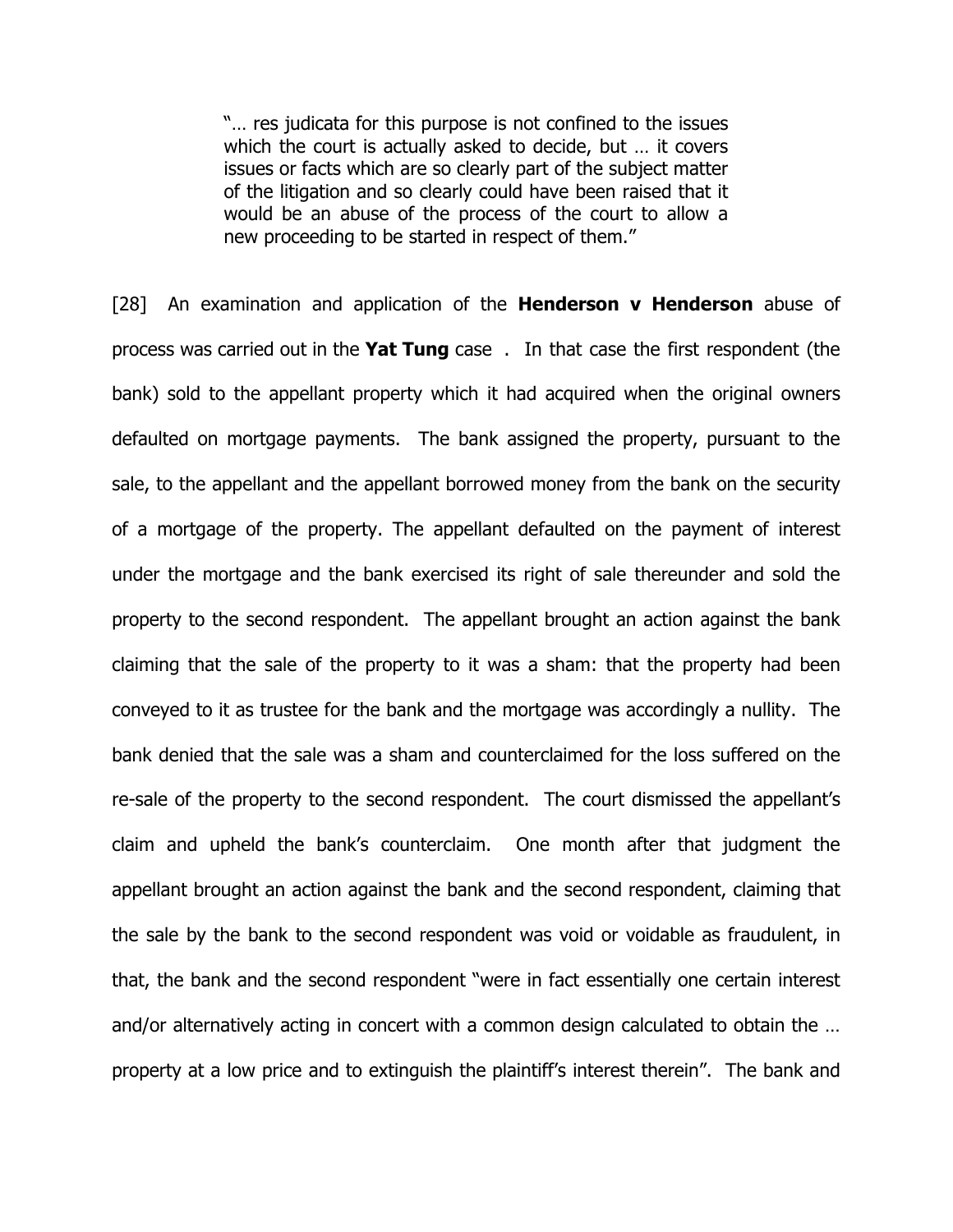> "… res judicata for this purpose is not confined to the issues which the court is actually asked to decide, but … it covers issues or facts which are so clearly part of the subject matter of the litigation and so clearly could have been raised that it would be an abuse of the process of the court to allow a new proceeding to be started in respect of them."

[28] An examination and application of the **Henderson v Henderson** abuse of process was carried out in the **Yat Tung** case . In that case the first respondent (the bank) sold to the appellant property which it had acquired when the original owners defaulted on mortgage payments. The bank assigned the property, pursuant to the sale, to the appellant and the appellant borrowed money from the bank on the security of a mortgage of the property. The appellant defaulted on the payment of interest under the mortgage and the bank exercised its right of sale thereunder and sold the property to the second respondent. The appellant brought an action against the bank claiming that the sale of the property to it was a sham: that the property had been conveyed to it as trustee for the bank and the mortgage was accordingly a nullity. The bank denied that the sale was a sham and counterclaimed for the loss suffered on the re-sale of the property to the second respondent. The court dismissed the appellant's claim and upheld the bank's counterclaim. One month after that judgment the appellant brought an action against the bank and the second respondent, claiming that the sale by the bank to the second respondent was void or voidable as fraudulent, in that, the bank and the second respondent "were in fact essentially one certain interest and/or alternatively acting in concert with a common design calculated to obtain the … property at a low price and to extinguish the plaintiff's interest therein". The bank and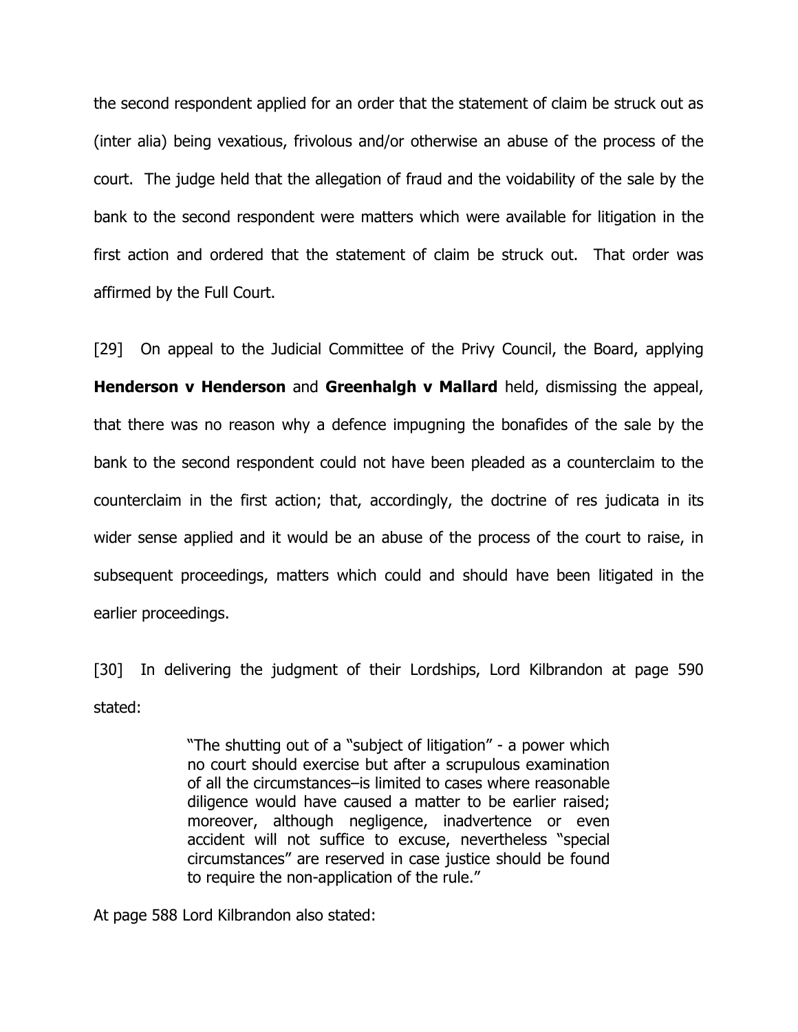the second respondent applied for an order that the statement of claim be struck out as (inter alia) being vexatious, frivolous and/or otherwise an abuse of the process of the court. The judge held that the allegation of fraud and the voidability of the sale by the bank to the second respondent were matters which were available for litigation in the first action and ordered that the statement of claim be struck out. That order was affirmed by the Full Court.

[29] On appeal to the Judicial Committee of the Privy Council, the Board, applying **Henderson v Henderson** and **Greenhalgh v Mallard** held, dismissing the appeal, that there was no reason why a defence impugning the bonafides of the sale by the bank to the second respondent could not have been pleaded as a counterclaim to the counterclaim in the first action; that, accordingly, the doctrine of res judicata in its wider sense applied and it would be an abuse of the process of the court to raise, in subsequent proceedings, matters which could and should have been litigated in the earlier proceedings.

[30] In delivering the judgment of their Lordships, Lord Kilbrandon at page 590 stated:

> "The shutting out of a "subject of litigation" - a power which no court should exercise but after a scrupulous examination of all the circumstances–is limited to cases where reasonable diligence would have caused a matter to be earlier raised; moreover, although negligence, inadvertence or even accident will not suffice to excuse, nevertheless "special circumstances" are reserved in case justice should be found to require the non-application of the rule."

At page 588 Lord Kilbrandon also stated: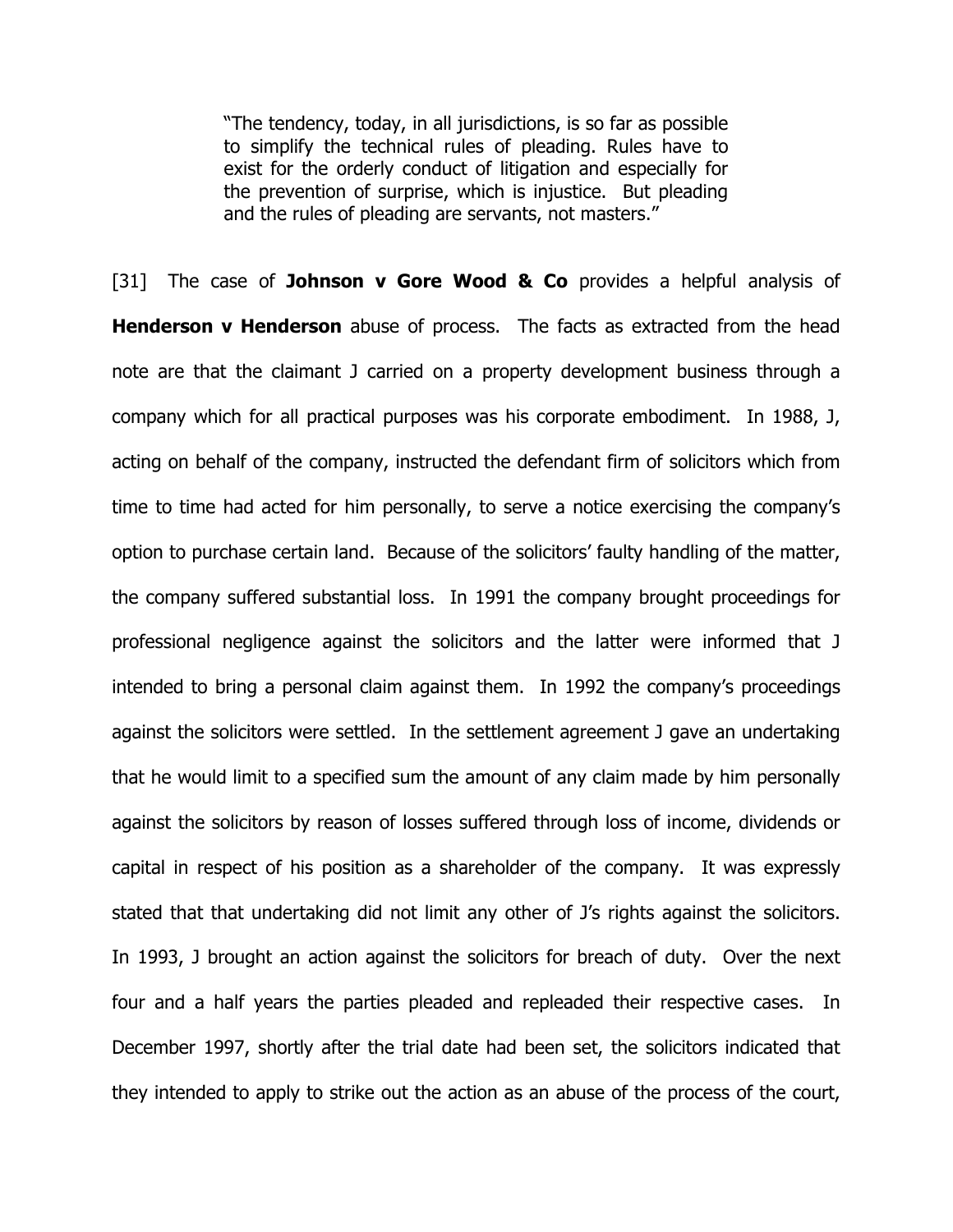> "The tendency, today, in all jurisdictions, is so far as possible to simplify the technical rules of pleading. Rules have to exist for the orderly conduct of litigation and especially for the prevention of surprise, which is injustice. But pleading and the rules of pleading are servants, not masters."

[31] The case of **Johnson v Gore Wood & Co** provides a helpful analysis of **Henderson v Henderson** abuse of process. The facts as extracted from the head note are that the claimant J carried on a property development business through a company which for all practical purposes was his corporate embodiment. In 1988, J, acting on behalf of the company, instructed the defendant firm of solicitors which from time to time had acted for him personally, to serve a notice exercising the company's option to purchase certain land. Because of the solicitors' faulty handling of the matter, the company suffered substantial loss. In 1991 the company brought proceedings for professional negligence against the solicitors and the latter were informed that J intended to bring a personal claim against them. In 1992 the company's proceedings against the solicitors were settled. In the settlement agreement J gave an undertaking that he would limit to a specified sum the amount of any claim made by him personally against the solicitors by reason of losses suffered through loss of income, dividends or capital in respect of his position as a shareholder of the company. It was expressly stated that that undertaking did not limit any other of J's rights against the solicitors. In 1993, J brought an action against the solicitors for breach of duty. Over the next four and a half years the parties pleaded and repleaded their respective cases. In December 1997, shortly after the trial date had been set, the solicitors indicated that they intended to apply to strike out the action as an abuse of the process of the court,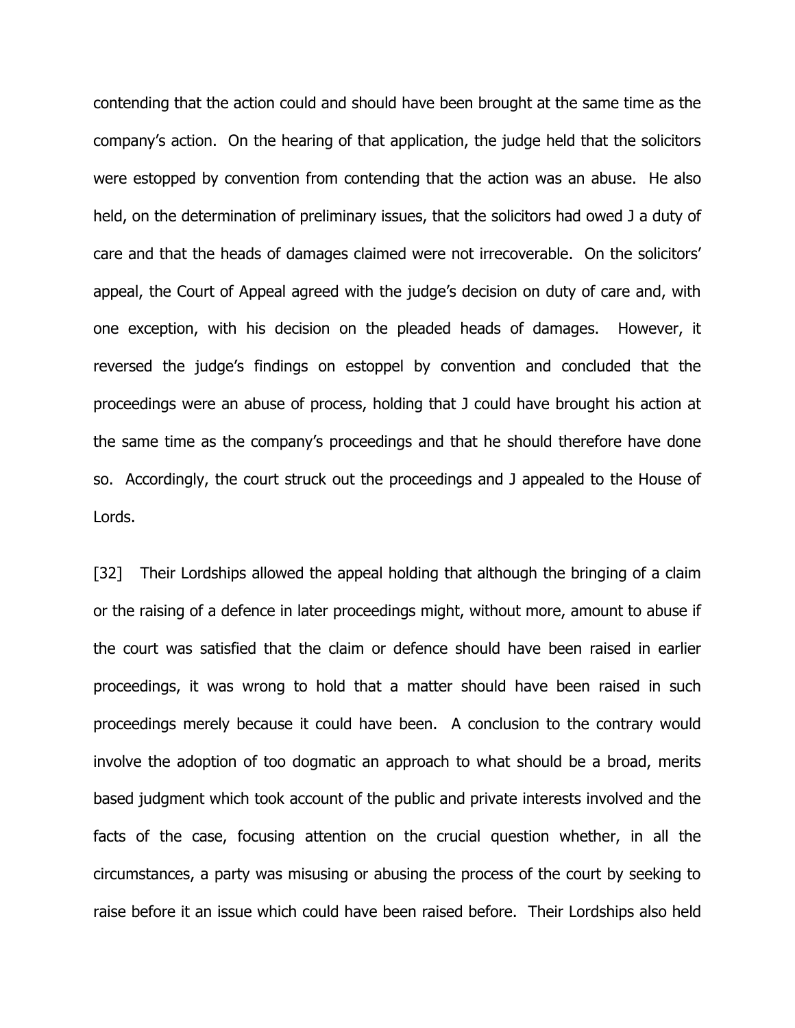contending that the action could and should have been brought at the same time as the company's action. On the hearing of that application, the judge held that the solicitors were estopped by convention from contending that the action was an abuse. He also held, on the determination of preliminary issues, that the solicitors had owed J a duty of care and that the heads of damages claimed were not irrecoverable. On the solicitors' appeal, the Court of Appeal agreed with the judge's decision on duty of care and, with one exception, with his decision on the pleaded heads of damages. However, it reversed the judge's findings on estoppel by convention and concluded that the proceedings were an abuse of process, holding that J could have brought his action at the same time as the company's proceedings and that he should therefore have done so. Accordingly, the court struck out the proceedings and J appealed to the House of Lords.

[32] Their Lordships allowed the appeal holding that although the bringing of a claim or the raising of a defence in later proceedings might, without more, amount to abuse if the court was satisfied that the claim or defence should have been raised in earlier proceedings, it was wrong to hold that a matter should have been raised in such proceedings merely because it could have been. A conclusion to the contrary would involve the adoption of too dogmatic an approach to what should be a broad, merits based judgment which took account of the public and private interests involved and the facts of the case, focusing attention on the crucial question whether, in all the circumstances, a party was misusing or abusing the process of the court by seeking to raise before it an issue which could have been raised before. Their Lordships also held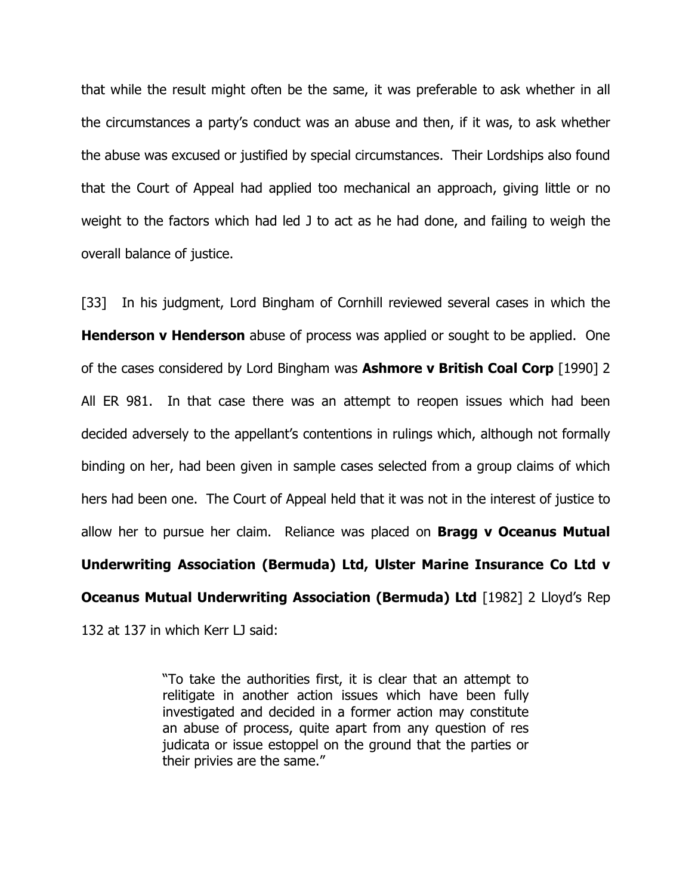that while the result might often be the same, it was preferable to ask whether in all the circumstances a party's conduct was an abuse and then, if it was, to ask whether the abuse was excused or justified by special circumstances. Their Lordships also found that the Court of Appeal had applied too mechanical an approach, giving little or no weight to the factors which had led J to act as he had done, and failing to weigh the overall balance of justice.

[33] In his judgment, Lord Bingham of Cornhill reviewed several cases in which the **Henderson v Henderson** abuse of process was applied or sought to be applied. One of the cases considered by Lord Bingham was **Ashmore v British Coal Corp** [1990] 2 All ER 981. In that case there was an attempt to reopen issues which had been decided adversely to the appellant's contentions in rulings which, although not formally binding on her, had been given in sample cases selected from a group claims of which hers had been one. The Court of Appeal held that it was not in the interest of justice to allow her to pursue her claim. Reliance was placed on **Bragg v Oceanus Mutual Underwriting Association (Bermuda) Ltd, Ulster Marine Insurance Co Ltd v Oceanus Mutual Underwriting Association (Bermuda) Ltd** [1982] 2 Lloyd's Rep 132 at 137 in which Kerr LJ said:

> "To take the authorities first, it is clear that an attempt to relitigate in another action issues which have been fully investigated and decided in a former action may constitute an abuse of process, quite apart from any question of res judicata or issue estoppel on the ground that the parties or their privies are the same."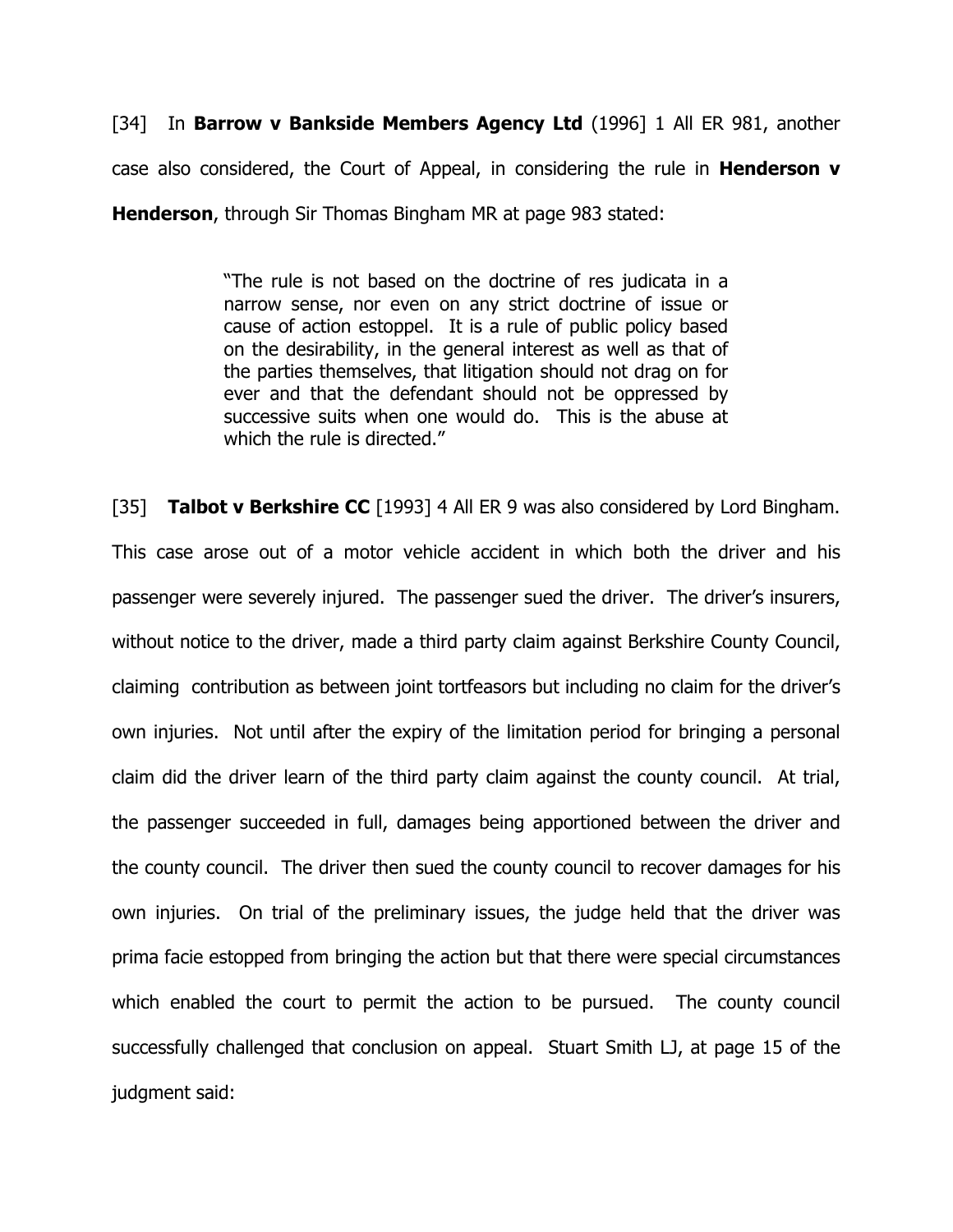[34] In **Barrow v Bankside Members Agency Ltd** (1996] 1 All ER 981, another case also considered, the Court of Appeal, in considering the rule in **Henderson v Henderson**, through Sir Thomas Bingham MR at page 983 stated:

> "The rule is not based on the doctrine of res judicata in a narrow sense, nor even on any strict doctrine of issue or cause of action estoppel. It is a rule of public policy based on the desirability, in the general interest as well as that of the parties themselves, that litigation should not drag on for ever and that the defendant should not be oppressed by successive suits when one would do. This is the abuse at which the rule is directed."

[35] **Talbot v Berkshire CC** [1993] 4 All ER 9 was also considered by Lord Bingham. This case arose out of a motor vehicle accident in which both the driver and his passenger were severely injured. The passenger sued the driver. The driver's insurers, without notice to the driver, made a third party claim against Berkshire County Council, claiming contribution as between joint tortfeasors but including no claim for the driver's own injuries. Not until after the expiry of the limitation period for bringing a personal claim did the driver learn of the third party claim against the county council. At trial, the passenger succeeded in full, damages being apportioned between the driver and the county council. The driver then sued the county council to recover damages for his own injuries. On trial of the preliminary issues, the judge held that the driver was prima facie estopped from bringing the action but that there were special circumstances which enabled the court to permit the action to be pursued. The county council successfully challenged that conclusion on appeal. Stuart Smith LJ, at page 15 of the judgment said: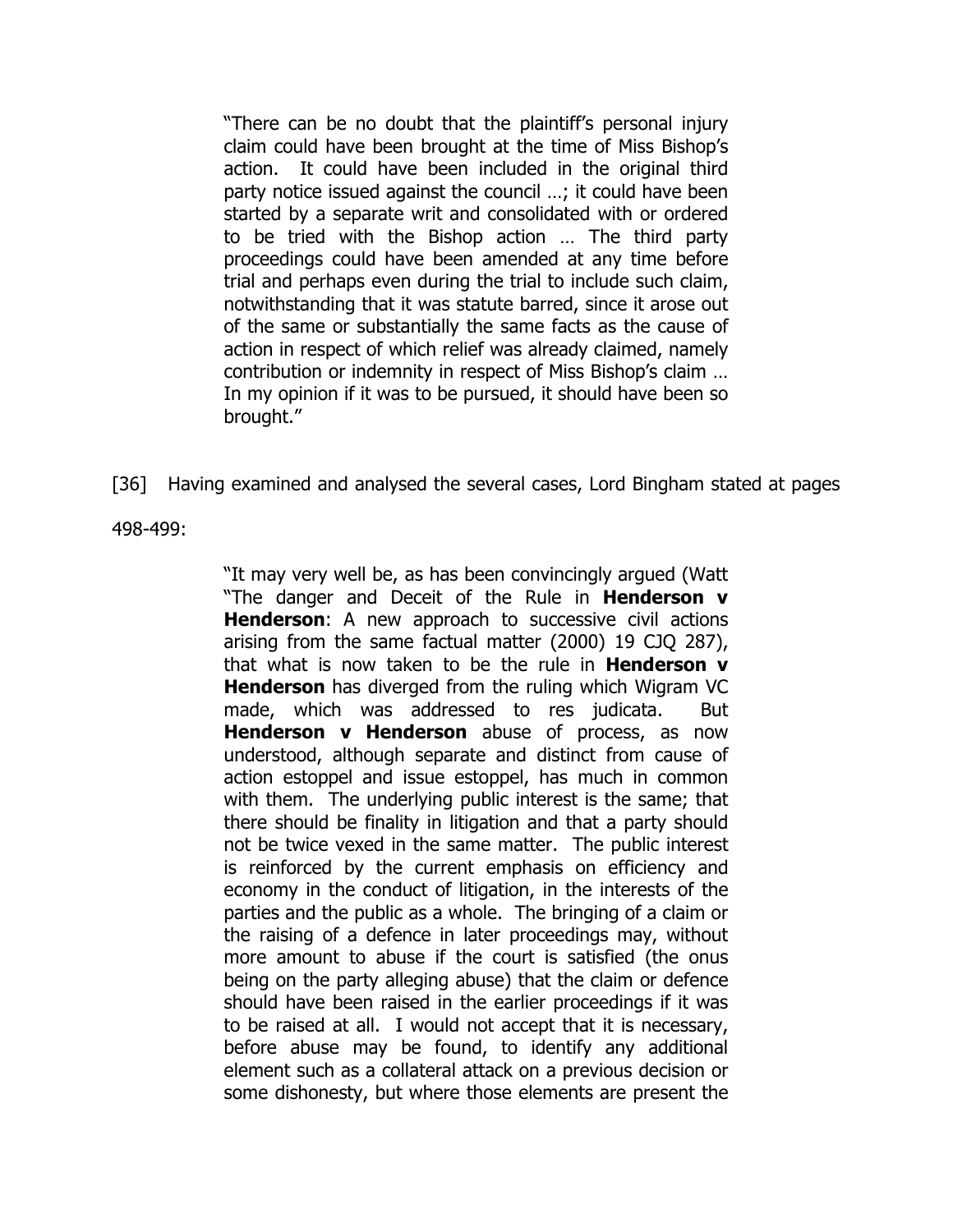> "There can be no doubt that the plaintiff's personal injury claim could have been brought at the time of Miss Bishop's action. It could have been included in the original third party notice issued against the council …; it could have been started by a separate writ and consolidated with or ordered to be tried with the Bishop action … The third party proceedings could have been amended at any time before trial and perhaps even during the trial to include such claim, notwithstanding that it was statute barred, since it arose out of the same or substantially the same facts as the cause of action in respect of which relief was already claimed, namely contribution or indemnity in respect of Miss Bishop's claim … In my opinion if it was to be pursued, it should have been so brought."

[36] Having examined and analysed the several cases, Lord Bingham stated at pages 498-499:

> "It may very well be, as has been convincingly argued (Watt "The danger and Deceit of the Rule in **Henderson v Henderson**: A new approach to successive civil actions arising from the same factual matter (2000) 19 CJQ 287), that what is now taken to be the rule in **Henderson v Henderson** has diverged from the ruling which Wigram VC made, which was addressed to res judicata. But **Henderson v Henderson** abuse of process, as now understood, although separate and distinct from cause of action estoppel and issue estoppel, has much in common with them. The underlying public interest is the same; that there should be finality in litigation and that a party should not be twice vexed in the same matter. The public interest is reinforced by the current emphasis on efficiency and economy in the conduct of litigation, in the interests of the parties and the public as a whole. The bringing of a claim or the raising of a defence in later proceedings may, without more amount to abuse if the court is satisfied (the onus being on the party alleging abuse) that the claim or defence should have been raised in the earlier proceedings if it was to be raised at all. I would not accept that it is necessary, before abuse may be found, to identify any additional element such as a collateral attack on a previous decision or some dishonesty, but where those elements are present the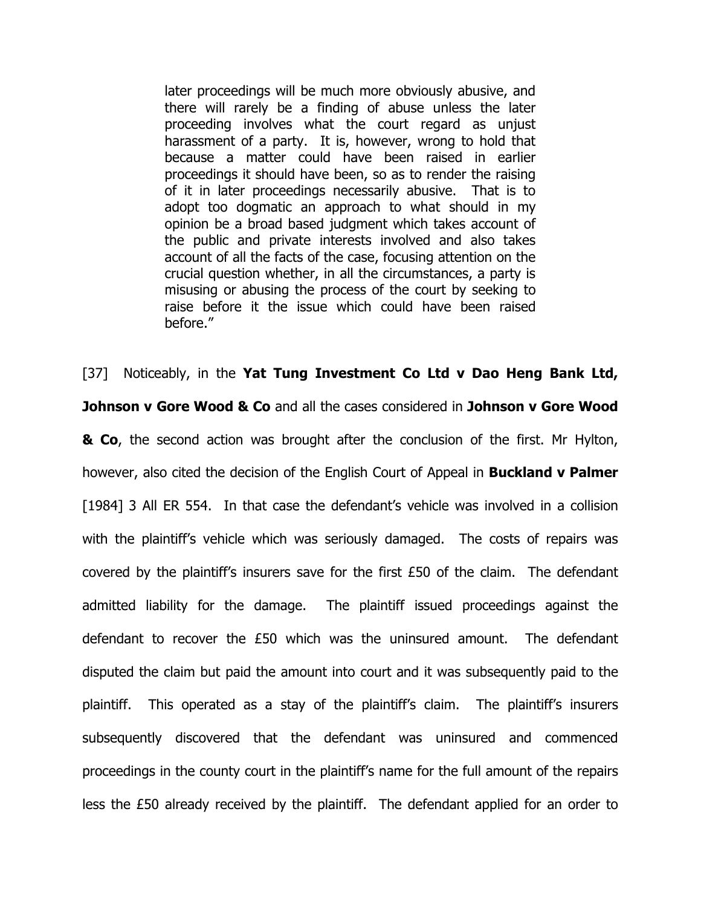> later proceedings will be much more obviously abusive, and there will rarely be a finding of abuse unless the later proceeding involves what the court regard as unjust harassment of a party. It is, however, wrong to hold that because a matter could have been raised in earlier proceedings it should have been, so as to render the raising of it in later proceedings necessarily abusive. That is to adopt too dogmatic an approach to what should in my opinion be a broad based judgment which takes account of the public and private interests involved and also takes account of all the facts of the case, focusing attention on the crucial question whether, in all the circumstances, a party is misusing or abusing the process of the court by seeking to raise before it the issue which could have been raised before."

[37] Noticeably, in the **Yat Tung Investment Co Ltd v Dao Heng Bank Ltd, Johnson v Gore Wood & Co** and all the cases considered in **Johnson v Gore Wood & Co**, the second action was brought after the conclusion of the first. Mr Hylton, however, also cited the decision of the English Court of Appeal in **Buckland v Palmer** [1984] 3 All ER 554. In that case the defendant's vehicle was involved in a collision with the plaintiff's vehicle which was seriously damaged. The costs of repairs was covered by the plaintiff's insurers save for the first £50 of the claim. The defendant admitted liability for the damage. The plaintiff issued proceedings against the defendant to recover the £50 which was the uninsured amount. The defendant disputed the claim but paid the amount into court and it was subsequently paid to the plaintiff. This operated as a stay of the plaintiff's claim. The plaintiff's insurers subsequently discovered that the defendant was uninsured and commenced proceedings in the county court in the plaintiff's name for the full amount of the repairs less the £50 already received by the plaintiff. The defendant applied for an order to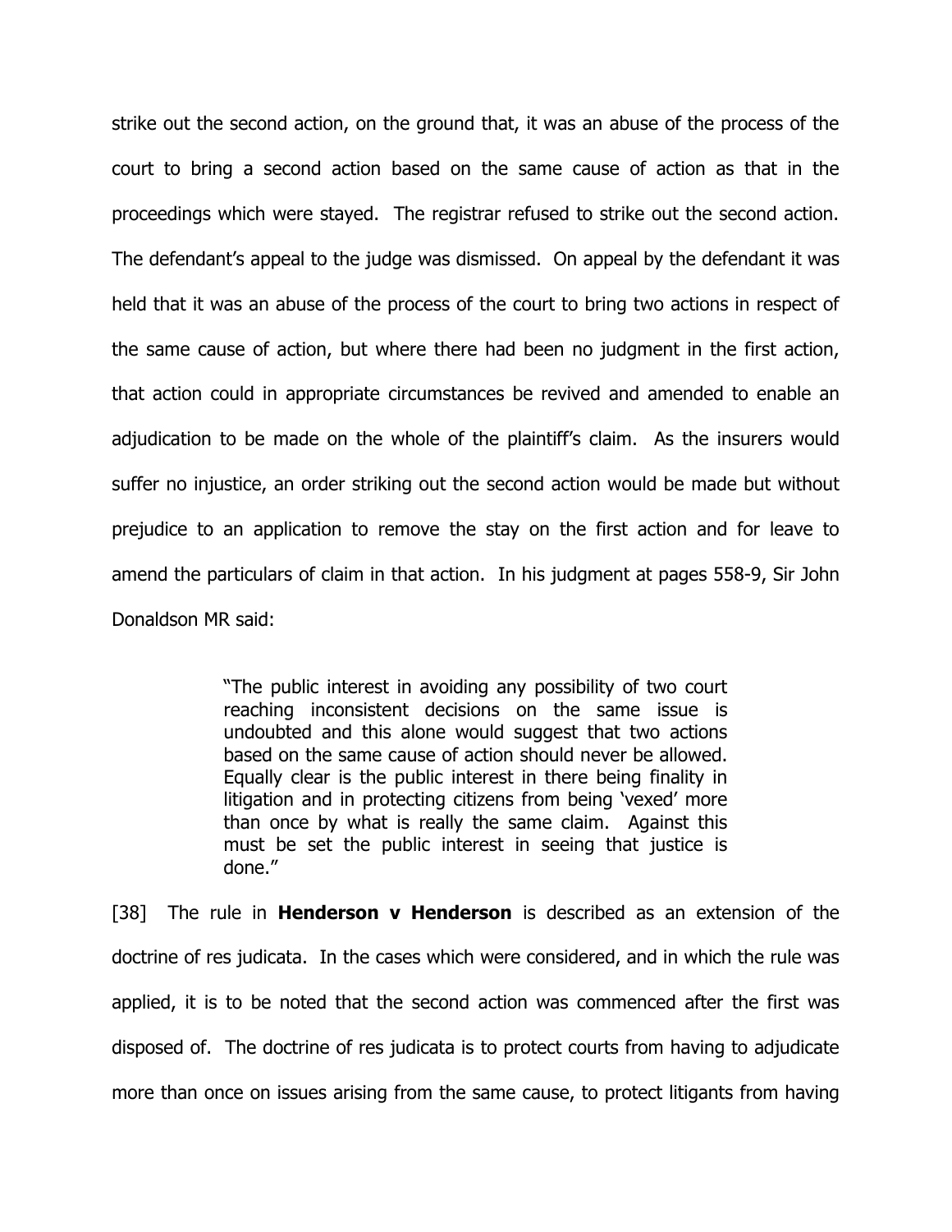strike out the second action, on the ground that, it was an abuse of the process of the court to bring a second action based on the same cause of action as that in the proceedings which were stayed. The registrar refused to strike out the second action. The defendant's appeal to the judge was dismissed. On appeal by the defendant it was held that it was an abuse of the process of the court to bring two actions in respect of the same cause of action, but where there had been no judgment in the first action, that action could in appropriate circumstances be revived and amended to enable an adjudication to be made on the whole of the plaintiff's claim. As the insurers would suffer no injustice, an order striking out the second action would be made but without prejudice to an application to remove the stay on the first action and for leave to amend the particulars of claim in that action. In his judgment at pages 558-9, Sir John Donaldson MR said:

> "The public interest in avoiding any possibility of two court reaching inconsistent decisions on the same issue is undoubted and this alone would suggest that two actions based on the same cause of action should never be allowed. Equally clear is the public interest in there being finality in litigation and in protecting citizens from being 'vexed' more than once by what is really the same claim. Against this must be set the public interest in seeing that justice is done."

[38] The rule in **Henderson v Henderson** is described as an extension of the doctrine of res judicata. In the cases which were considered, and in which the rule was applied, it is to be noted that the second action was commenced after the first was disposed of. The doctrine of res judicata is to protect courts from having to adjudicate more than once on issues arising from the same cause, to protect litigants from having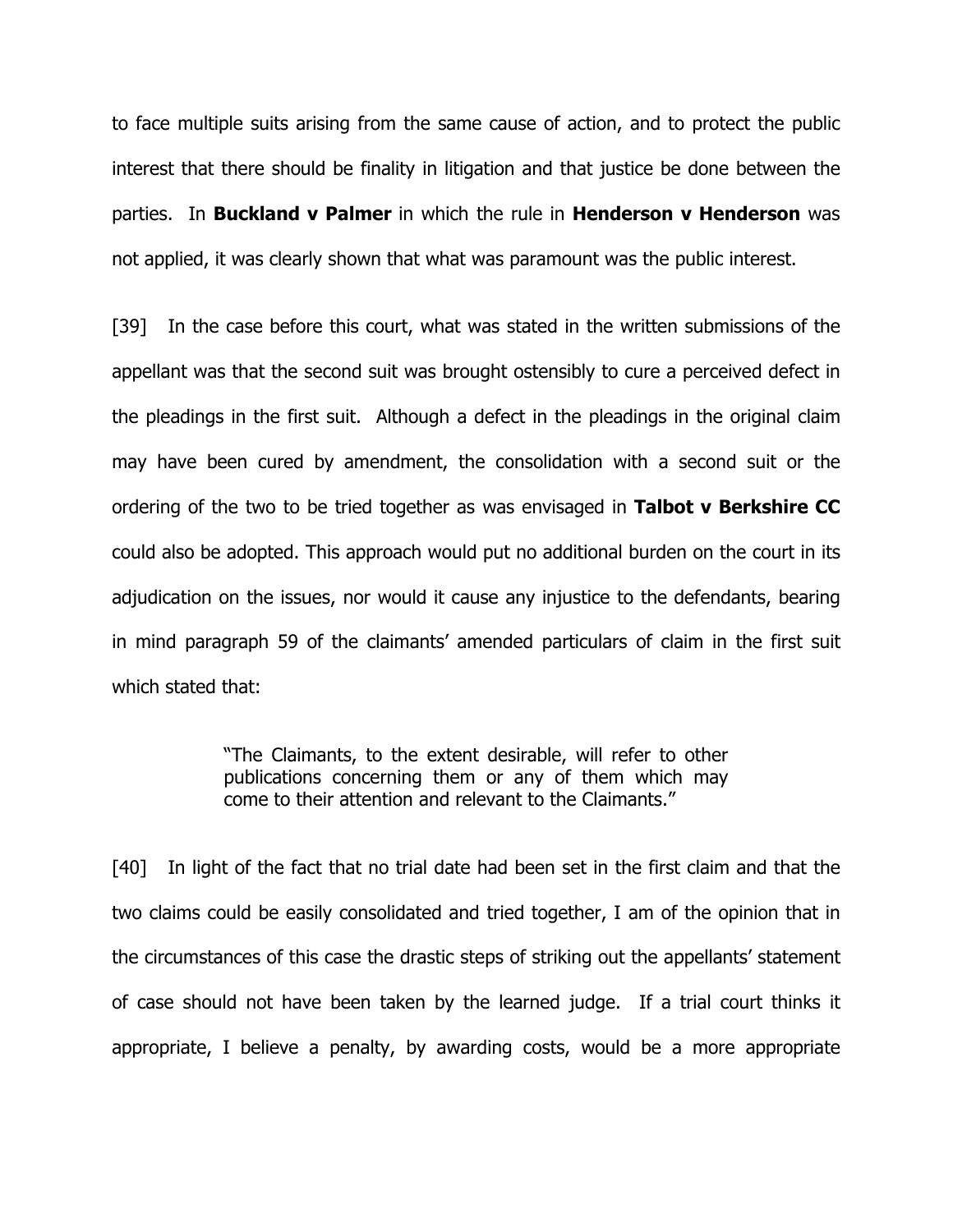to face multiple suits arising from the same cause of action, and to protect the public interest that there should be finality in litigation and that justice be done between the parties. In **Buckland v Palmer** in which the rule in **Henderson v Henderson** was not applied, it was clearly shown that what was paramount was the public interest.

[39] In the case before this court, what was stated in the written submissions of the appellant was that the second suit was brought ostensibly to cure a perceived defect in the pleadings in the first suit. Although a defect in the pleadings in the original claim may have been cured by amendment, the consolidation with a second suit or the ordering of the two to be tried together as was envisaged in **Talbot v Berkshire CC** could also be adopted. This approach would put no additional burden on the court in its adjudication on the issues, nor would it cause any injustice to the defendants, bearing in mind paragraph 59 of the claimants' amended particulars of claim in the first suit which stated that:

> "The Claimants, to the extent desirable, will refer to other publications concerning them or any of them which may come to their attention and relevant to the Claimants."

[40] In light of the fact that no trial date had been set in the first claim and that the two claims could be easily consolidated and tried together, I am of the opinion that in the circumstances of this case the drastic steps of striking out the appellants' statement of case should not have been taken by the learned judge. If a trial court thinks it appropriate, I believe a penalty, by awarding costs, would be a more appropriate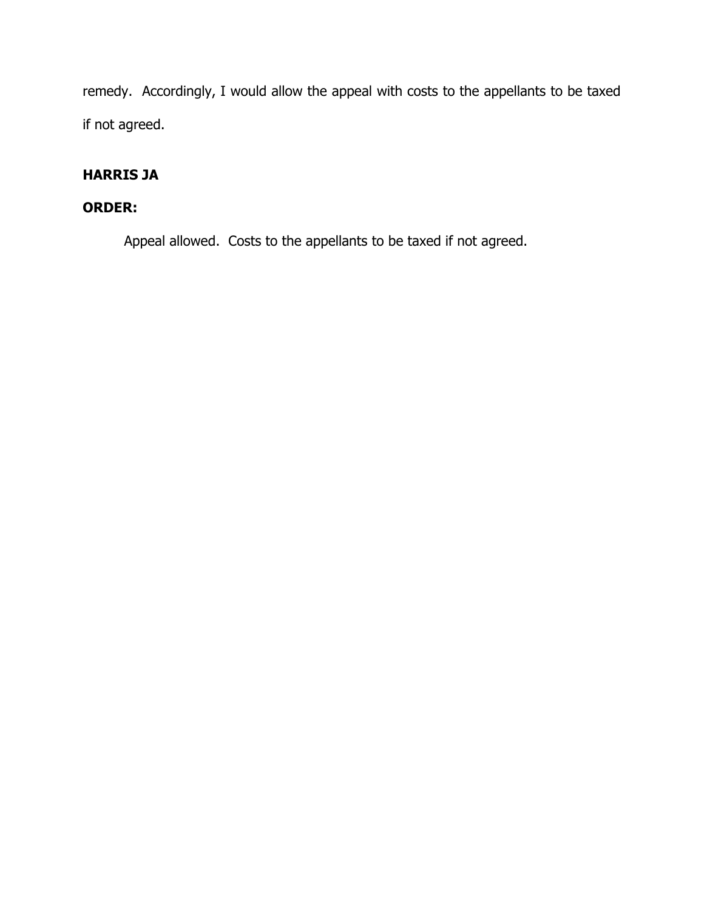remedy. Accordingly, I would allow the appeal with costs to the appellants to be taxed if not agreed.

**HARRIS JA**

**ORDER:**

Appeal allowed. Costs to the appellants to be taxed if not agreed.